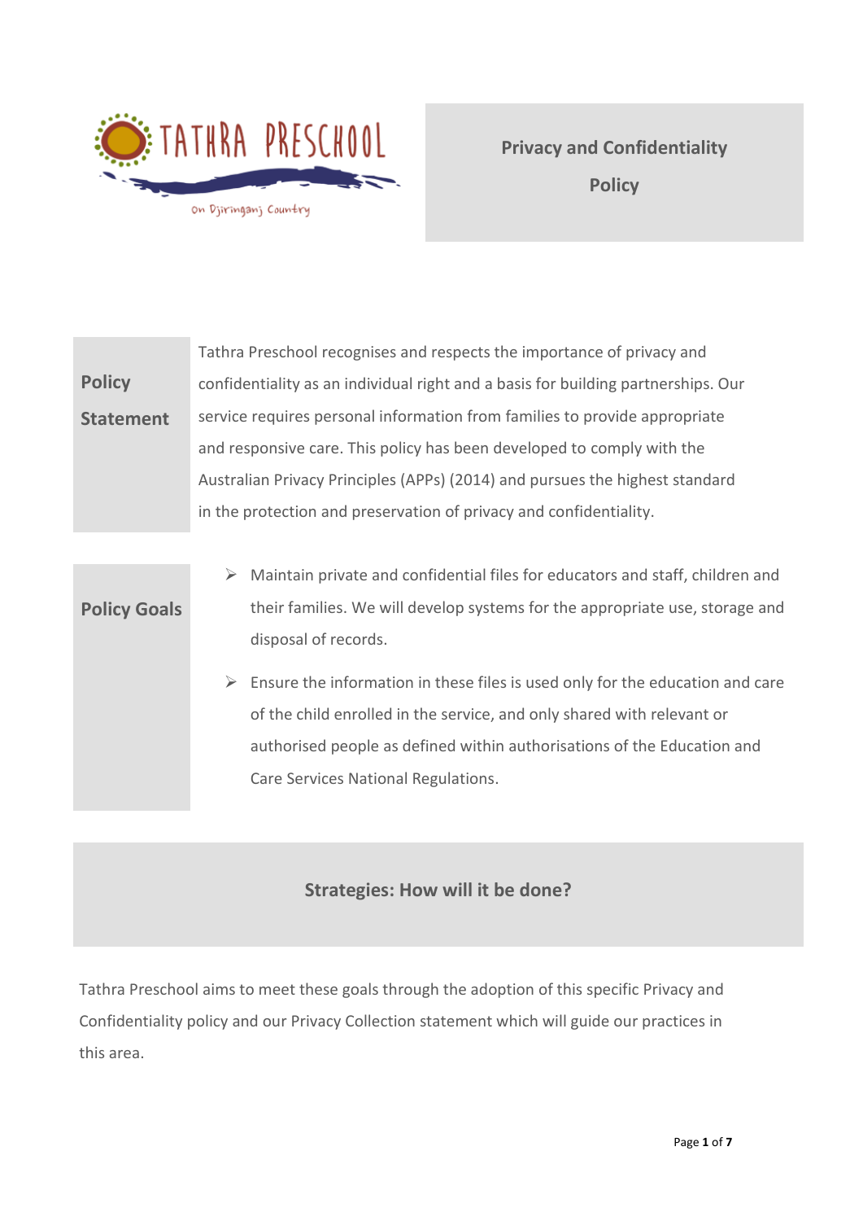TATHRA PRESCHOOL

On Djiringanj Country

# Privacy and Confidentiality Policy

## Policy Statement

Tathra Preschool recognises and respects the importance of privacy and confidentiality as an individual right and a basis for building partnerships. Our service requires personal information from families to provide appropriate and responsive care. This policy has been developed to comply with the Australian Privacy Principles (APPs) (2014) and pursues the highest standard in the protection and preservation of privacy and confidentiality.

## Policy Goals

- Maintain private and confidential files for educators and staff, children and their families. We will develop systems for the appropriate use, storage and disposal of records.
- Ensure the information in these files is used only for the education and care of the child enrolled in the service, and only shared with relevant or authorised people as defined within authorisations of the Education and Care Services National Regulations.

## Strategies: How will it be done?

Tathra Preschool aims to meet these goals through the adoption of this specific Privacy and Confidentiality policy and our Privacy Collection statement which will guide our practices in this area.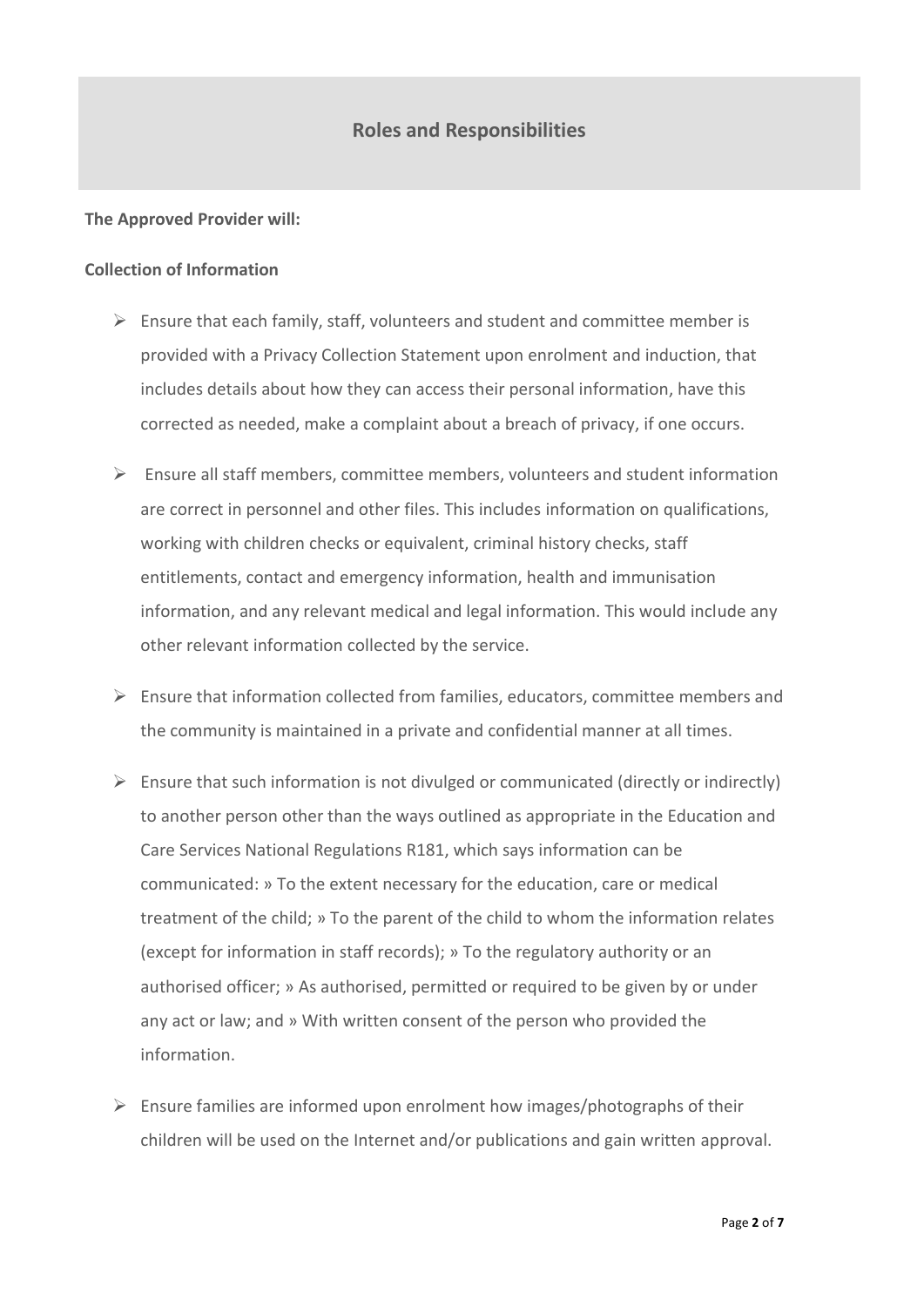## Roles and Responsibilities

**The Approved Provider will:**

**Collection of Information**

- Ensure that each family, staff, volunteers and student and committee member is provided with a Privacy Collection Statement upon enrolment and induction, that includes details about how they can access their personal information, have this corrected as needed, make a complaint about a breach of privacy, if one occurs.
- Ensure all staff members, committee members, volunteers and student information are correct in personnel and other files. This includes information on qualifications, working with children checks or equivalent, criminal history checks, staff entitlements, contact and emergency information, health and immunisation information, and any relevant medical and legal information. This would include any other relevant information collected by the service.
- Ensure that information collected from families, educators, committee members and the community is maintained in a private and confidential manner at all times.
- Ensure that such information is not divulged or communicated (directly or indirectly) to another person other than the ways outlined as appropriate in the Education and Care Services National Regulations R181, which says information can be communicated: » To the extent necessary for the education, care or medical treatment of the child; » To the parent of the child to whom the information relates (except for information in staff records); » To the regulatory authority or an authorised officer; » As authorised, permitted or required to be given by or under any act or law; and » With written consent of the person who provided the information.
- Ensure families are informed upon enrolment how images/photographs of their children will be used on the Internet and/or publications and gain written approval.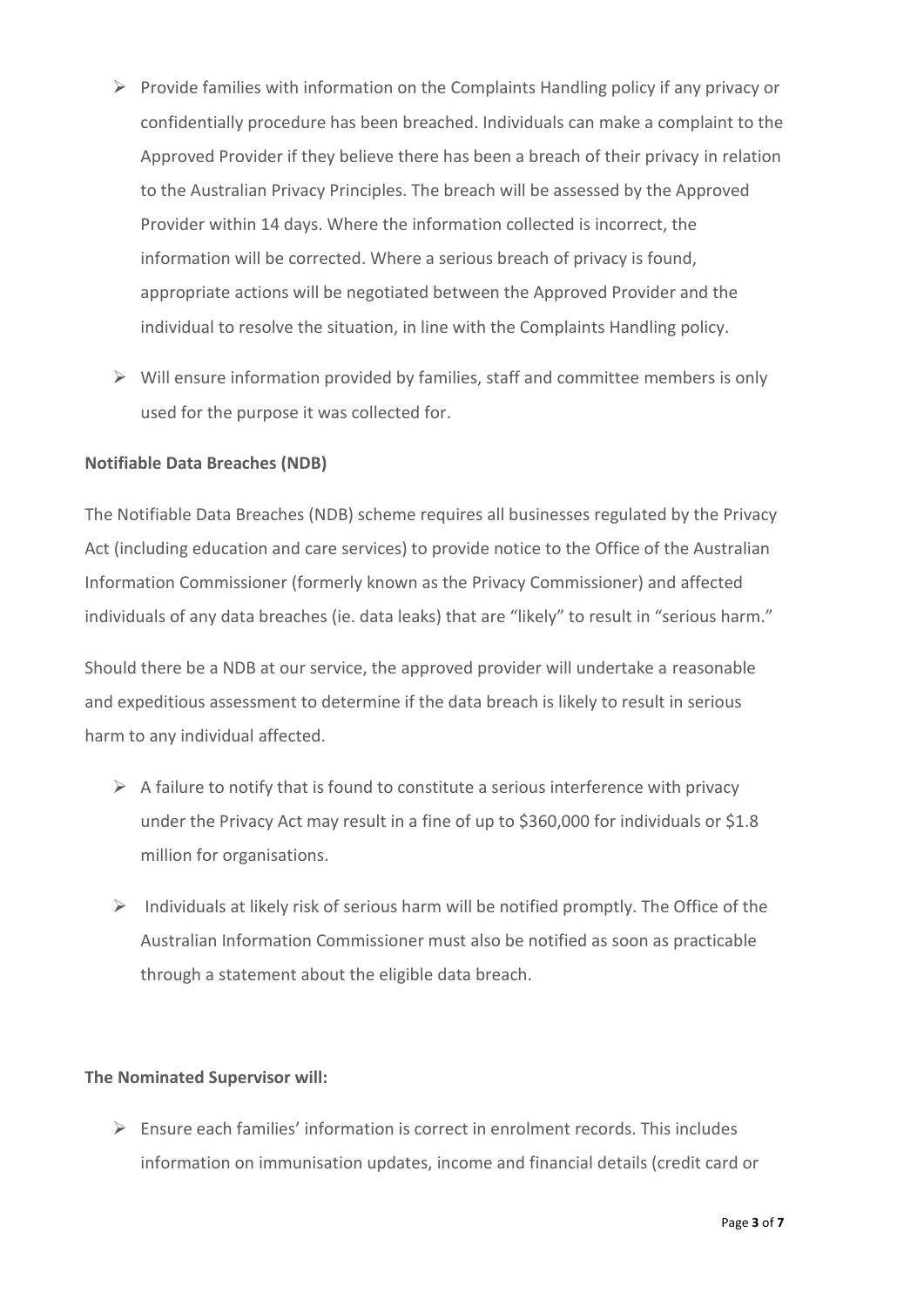- Provide families with information on the Complaints Handling policy if any privacy or confidentially procedure has been breached. Individuals can make a complaint to the Approved Provider if they believe there has been a breach of their privacy in relation to the Australian Privacy Principles. The breach will be assessed by the Approved Provider within 14 days. Where the information collected is incorrect, the information will be corrected. Where a serious breach of privacy is found, appropriate actions will be negotiated between the Approved Provider and the individual to resolve the situation, in line with the Complaints Handling policy.

- Will ensure information provided by families, staff and committee members is only used for the purpose it was collected for.

**Notifiable Data Breaches (NDB)**

The Notifiable Data Breaches (NDB) scheme requires all businesses regulated by the Privacy Act (including education and care services) to provide notice to the Office of the Australian Information Commissioner (formerly known as the Privacy Commissioner) and affected individuals of any data breaches (ie. data leaks) that are "likely" to result in "serious harm."

Should there be a NDB at our service, the approved provider will undertake a reasonable and expeditious assessment to determine if the data breach is likely to result in serious harm to any individual affected.

- A failure to notify that is found to constitute a serious interference with privacy under the Privacy Act may result in a fine of up to $360,000 for individuals or $1.8 million for organisations.

- Individuals at likely risk of serious harm will be notified promptly. The Office of the Australian Information Commissioner must also be notified as soon as practicable through a statement about the eligible data breach.

**The Nominated Supervisor will:**

- Ensure each families' information is correct in enrolment records. This includes information on immunisation updates, income and financial details (credit card or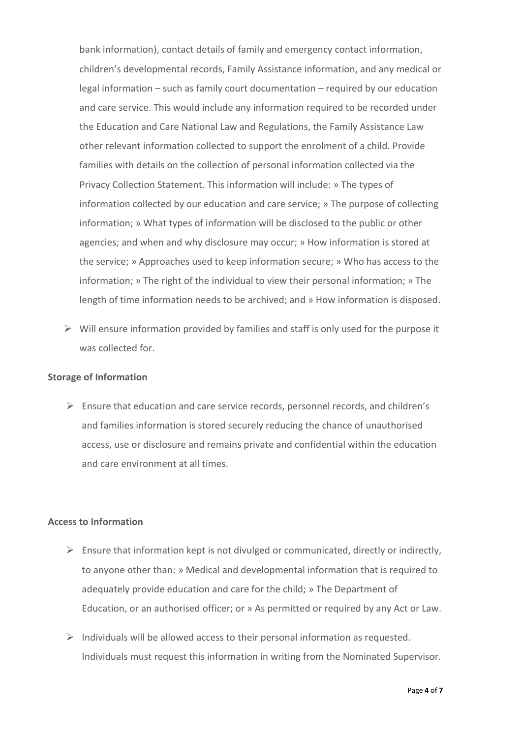bank information), contact details of family and emergency contact information, children's developmental records, Family Assistance information, and any medical or legal information – such as family court documentation – required by our education and care service. This would include any information required to be recorded under the Education and Care National Law and Regulations, the Family Assistance Law other relevant information collected to support the enrolment of a child. Provide families with details on the collection of personal information collected via the Privacy Collection Statement. This information will include: » The types of information collected by our education and care service; » The purpose of collecting information; » What types of information will be disclosed to the public or other agencies; and when and why disclosure may occur; » How information is stored at the service; » Approaches used to keep information secure; » Who has access to the information; » The right of the individual to view their personal information; » The length of time information needs to be archived; and » How information is disposed.

- Will ensure information provided by families and staff is only used for the purpose it was collected for.

**Storage of Information**

- Ensure that education and care service records, personnel records, and children's and families information is stored securely reducing the chance of unauthorised access, use or disclosure and remains private and confidential within the education and care environment at all times.

**Access to Information**

- Ensure that information kept is not divulged or communicated, directly or indirectly, to anyone other than: » Medical and developmental information that is required to adequately provide education and care for the child; » The Department of Education, or an authorised officer; or » As permitted or required by any Act or Law.
- Individuals will be allowed access to their personal information as requested. Individuals must request this information in writing from the Nominated Supervisor.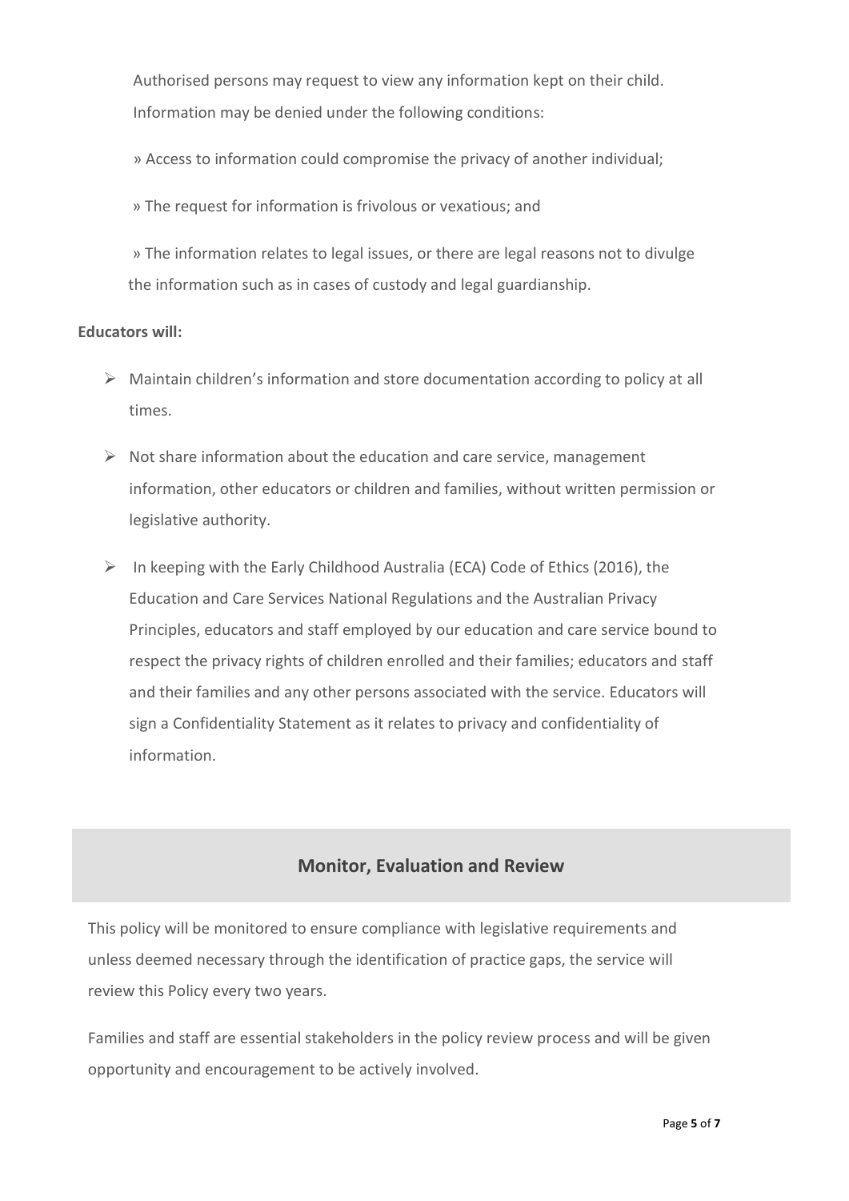Authorised persons may request to view any information kept on their child. Information may be denied under the following conditions:

» Access to information could compromise the privacy of another individual;

» The request for information is frivolous or vexatious; and

» The information relates to legal issues, or there are legal reasons not to divulge the information such as in cases of custody and legal guardianship.

**Educators will:**

- Maintain children's information and store documentation according to policy at all times.
- Not share information about the education and care service, management information, other educators or children and families, without written permission or legislative authority.
- In keeping with the Early Childhood Australia (ECA) Code of Ethics (2016), the Education and Care Services National Regulations and the Australian Privacy Principles, educators and staff employed by our education and care service bound to respect the privacy rights of children enrolled and their families; educators and staff and their families and any other persons associated with the service. Educators will sign a Confidentiality Statement as it relates to privacy and confidentiality of information.

## Monitor, Evaluation and Review

This policy will be monitored to ensure compliance with legislative requirements and unless deemed necessary through the identification of practice gaps, the service will review this Policy every two years.

Families and staff are essential stakeholders in the policy review process and will be given opportunity and encouragement to be actively involved.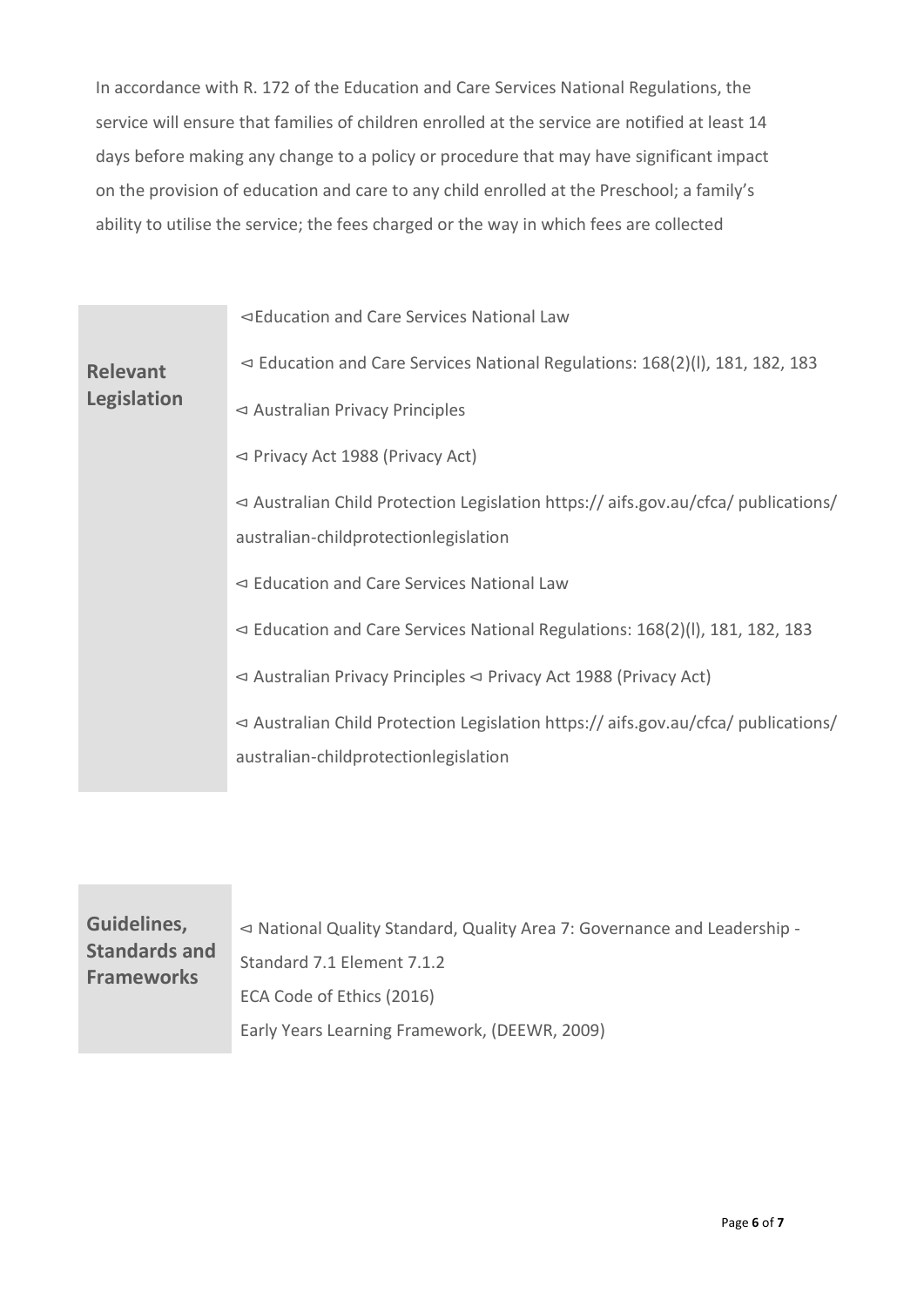In accordance with R. 172 of the Education and Care Services National Regulations, the service will ensure that families of children enrolled at the service are notified at least 14 days before making any change to a policy or procedure that may have significant impact on the provision of education and care to any child enrolled at the Preschool; a family's ability to utilise the service; the fees charged or the way in which fees are collected

| **Relevant Legislation** | ⊲Education and Care Services National Law<br>⊲ Education and Care Services National Regulations: 168(2)(l), 181, 182, 183<br>⊲ Australian Privacy Principles<br>⊲ Privacy Act 1988 (Privacy Act)<br>⊲ Australian Child Protection Legislation https:// aifs.gov.au/cfca/ publications/ australian-childprotectionlegislation<br>⊲ Education and Care Services National Law<br>⊲ Education and Care Services National Regulations: 168(2)(l), 181, 182, 183<br>⊲ Australian Privacy Principles ⊲ Privacy Act 1988 (Privacy Act)<br>⊲ Australian Child Protection Legislation https:// aifs.gov.au/cfca/ publications/ australian-childprotectionlegislation |
|---|---|

| **Guidelines, Standards and Frameworks** | ⊲ National Quality Standard, Quality Area 7: Governance and Leadership - Standard 7.1 Element 7.1.2<br>ECA Code of Ethics (2016)<br>Early Years Learning Framework, (DEEWR, 2009) |
|---|---|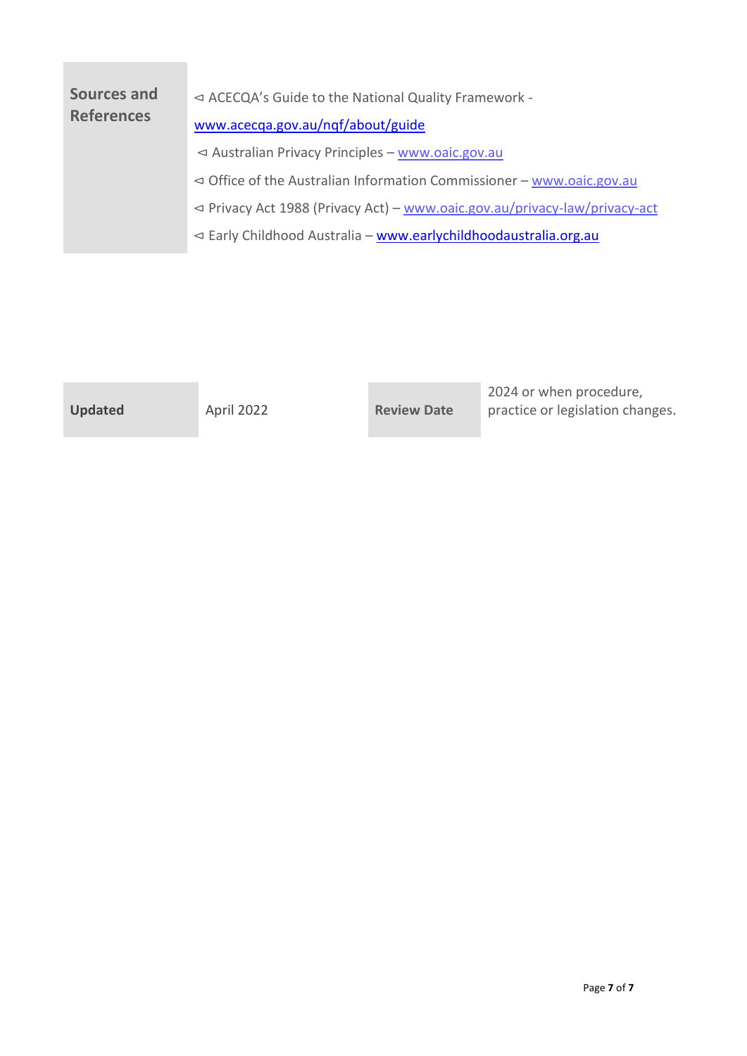| | |
|---|---|
| **Sources and References** | ⊲ ACECQA's Guide to the National Quality Framework - www.acecqa.gov.au/nqf/about/guide<br>⊲ Australian Privacy Principles – www.oaic.gov.au<br>⊲ Office of the Australian Information Commissioner – www.oaic.gov.au<br>⊲ Privacy Act 1988 (Privacy Act) – www.oaic.gov.au/privacy-law/privacy-act<br>⊲ Early Childhood Australia – www.earlychildhoodaustralia.org.au |

| | | | |
|---|---|---|---|
| **Updated** | April 2022 | **Review Date** | 2024 or when procedure, practice or legislation changes. |